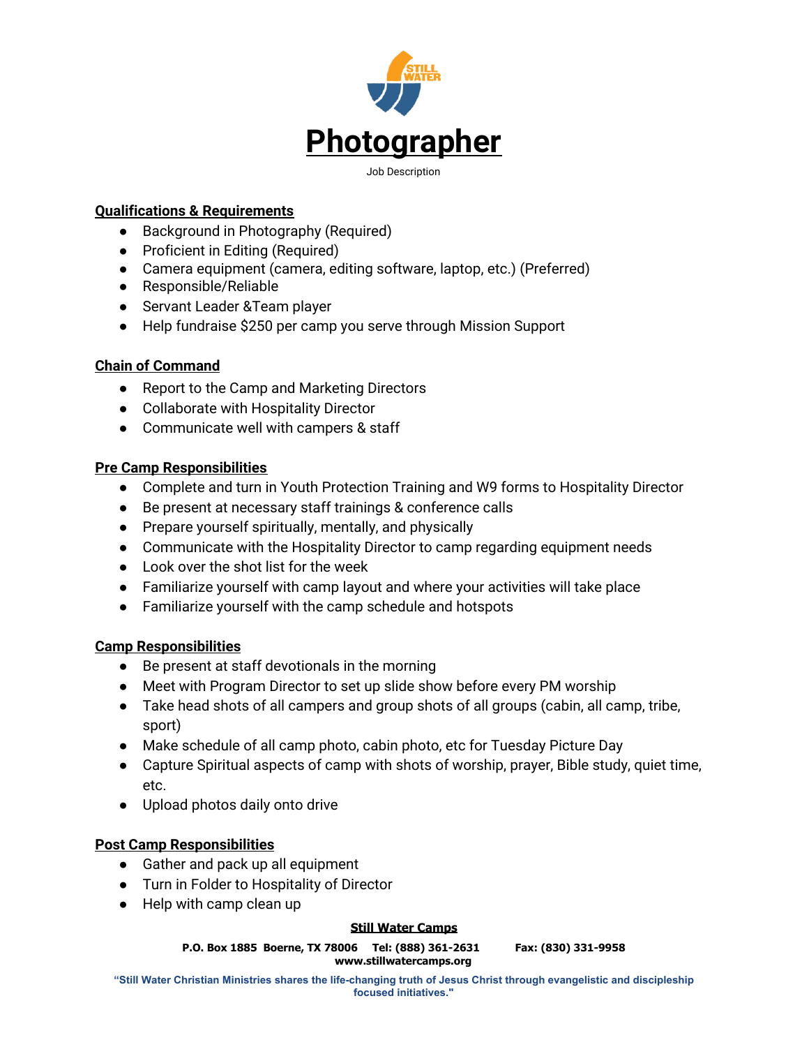# Photographer

Job Description

## Qualifications & Requirements

- Background in Photography (Required)
- Proficient in Editing (Required)
- Camera equipment (camera, editing software, laptop, etc.) (Preferred)
- Responsible/Reliable
- Servant Leader &Team player
- Help fundraise $250 per camp you serve through Mission Support

## Chain of Command

- Report to the Camp and Marketing Directors
- Collaborate with Hospitality Director
- Communicate well with campers & staff

## Pre Camp Responsibilities

- Complete and turn in Youth Protection Training and W9 forms to Hospitality Director
- Be present at necessary staff trainings & conference calls
- Prepare yourself spiritually, mentally, and physically
- Communicate with the Hospitality Director to camp regarding equipment needs
- Look over the shot list for the week
- Familiarize yourself with camp layout and where your activities will take place
- Familiarize yourself with the camp schedule and hotspots

## Camp Responsibilities

- Be present at staff devotionals in the morning
- Meet with Program Director to set up slide show before every PM worship
- Take head shots of all campers and group shots of all groups (cabin, all camp, tribe, sport)
- Make schedule of all camp photo, cabin photo, etc for Tuesday Picture Day
- Capture Spiritual aspects of camp with shots of worship, prayer, Bible study, quiet time, etc.
- Upload photos daily onto drive

## Post Camp Responsibilities

- Gather and pack up all equipment
- Turn in Folder to Hospitality of Director
- Help with camp clean up

**Still Water Camps**

**P.O. Box 1885 Boerne, TX 78006 Tel: (888) 361-2631 Fax: (830) 331-9958**
**www.stillwatercamps.org**

**"Still Water Christian Ministries shares the life-changing truth of Jesus Christ through evangelistic and discipleship focused initiatives."**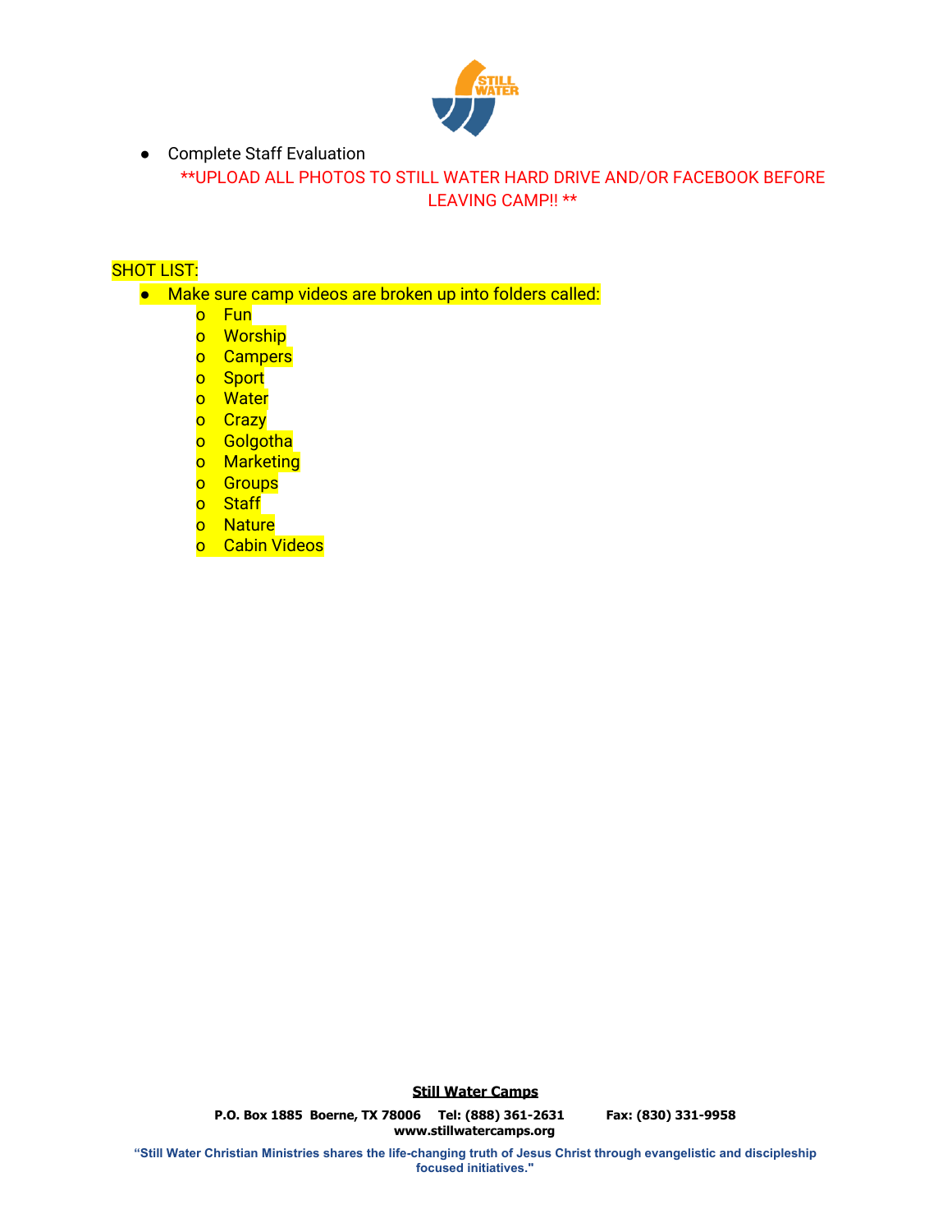- Complete Staff Evaluation

**UPLOAD ALL PHOTOS TO STILL WATER HARD DRIVE AND/OR FACEBOOK BEFORE LEAVING CAMP!! **

SHOT LIST:

- Make sure camp videos are broken up into folders called:
  - Fun
  - Worship
  - Campers
  - Sport
  - Water
  - Crazy
  - Golgotha
  - Marketing
  - Groups
  - Staff
  - Nature
  - Cabin Videos